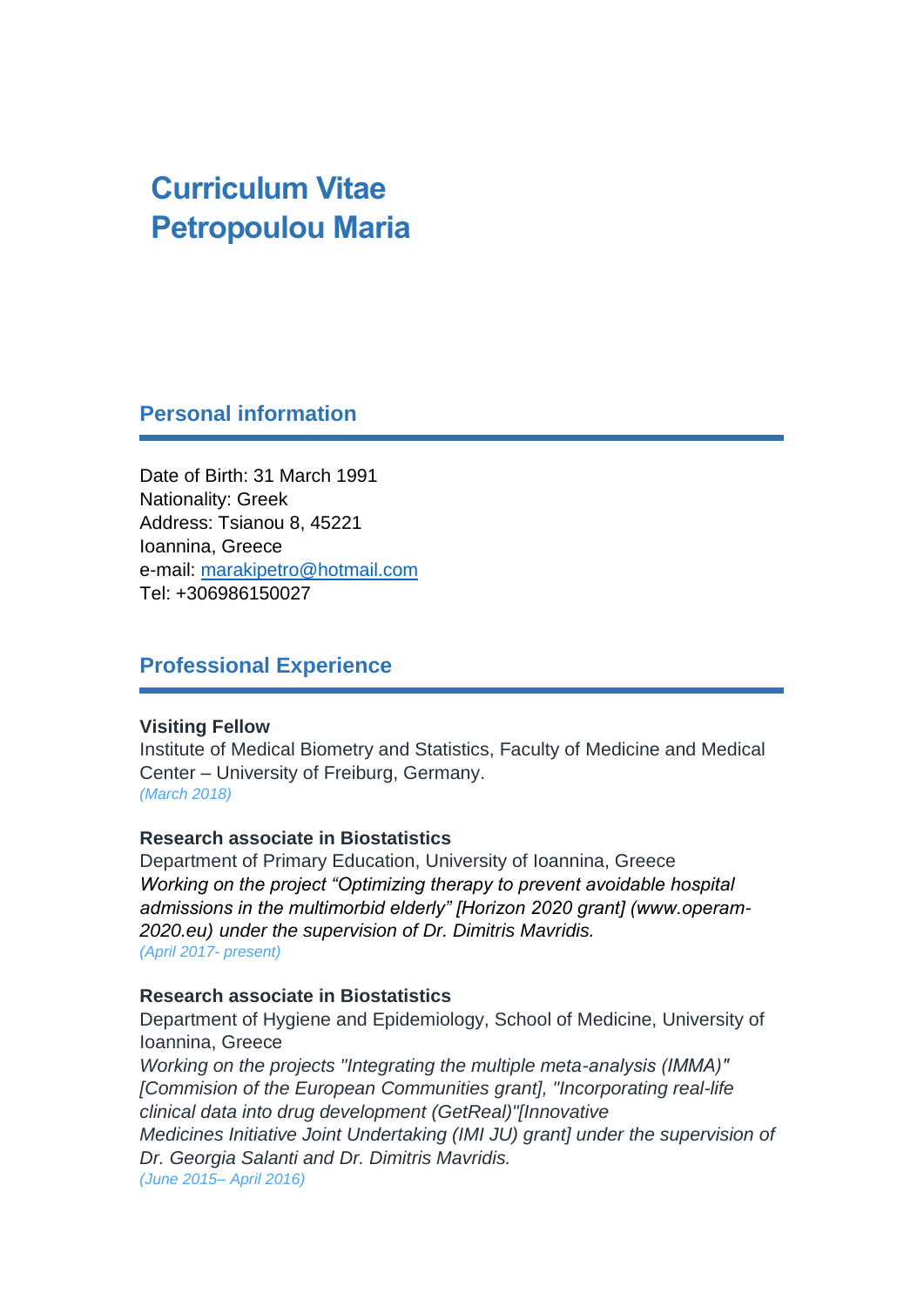# Curriculum Vitae
# Petropoulou Maria

## Personal information

Date of Birth: 31 March 1991
Nationality: Greek
Address: Tsianou 8, 45221
Ioannina, Greece
e-mail: marakipetro@hotmail.com
Tel: +306986150027

## Professional Experience

**Visiting Fellow**
Institute of Medical Biometry and Statistics, Faculty of Medicine and Medical Center – University of Freiburg, Germany.
*(March 2018)*

**Research associate in Biostatistics**
Department of Primary Education, University of Ioannina, Greece
*Working on the project "Optimizing therapy to prevent avoidable hospital admissions in the multimorbid elderly" [Horizon 2020 grant] (www.operam-2020.eu) under the supervision of Dr. Dimitris Mavridis.*
*(April 2017- present)*

**Research associate in Biostatistics**
Department of Hygiene and Epidemiology, School of Medicine, University of Ioannina, Greece
*Working on the projects "Integrating the multiple meta-analysis (IMMA)" [Commision of the European Communities grant], "Incorporating real-life clinical data into drug development (GetReal)"[Innovative Medicines Initiative Joint Undertaking (IMI JU) grant] under the supervision of Dr. Georgia Salanti and Dr. Dimitris Mavridis.*
*(June 2015– April 2016)*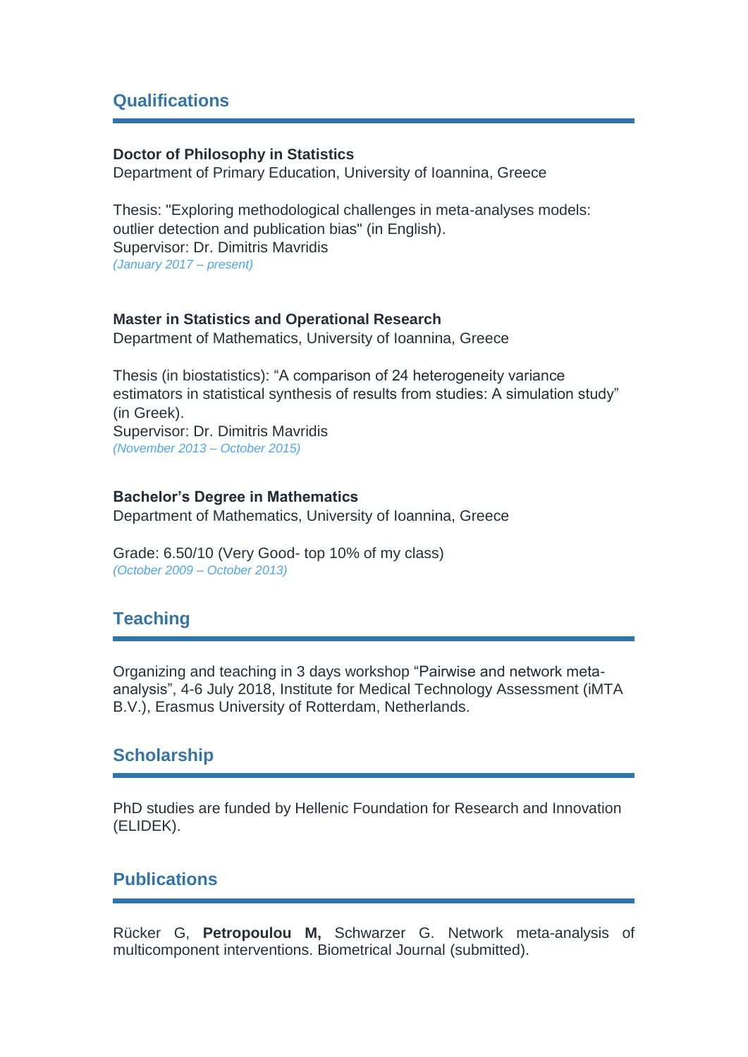## Qualifications

**Doctor of Philosophy in Statistics**
Department of Primary Education, University of Ioannina, Greece

Thesis: "Exploring methodological challenges in meta-analyses models: outlier detection and publication bias" (in English).
Supervisor: Dr. Dimitris Mavridis
*(January 2017 – present)*

**Master in Statistics and Operational Research**
Department of Mathematics, University of Ioannina, Greece

Thesis (in biostatistics): "A comparison of 24 heterogeneity variance estimators in statistical synthesis of results from studies: A simulation study" (in Greek).
Supervisor: Dr. Dimitris Mavridis
*(November 2013 – October 2015)*

**Bachelor's Degree in Mathematics**
Department of Mathematics, University of Ioannina, Greece

Grade: 6.50/10 (Very Good- top 10% of my class)
*(October 2009 – October 2013)*

## Teaching

Organizing and teaching in 3 days workshop "Pairwise and network meta-analysis", 4-6 July 2018, Institute for Medical Technology Assessment (iMTA B.V.), Erasmus University of Rotterdam, Netherlands.

## Scholarship

PhD studies are funded by Hellenic Foundation for Research and Innovation (ELIDEK).

## Publications

Rücker G, **Petropoulou M,** Schwarzer G. Network meta-analysis of multicomponent interventions. Biometrical Journal (submitted).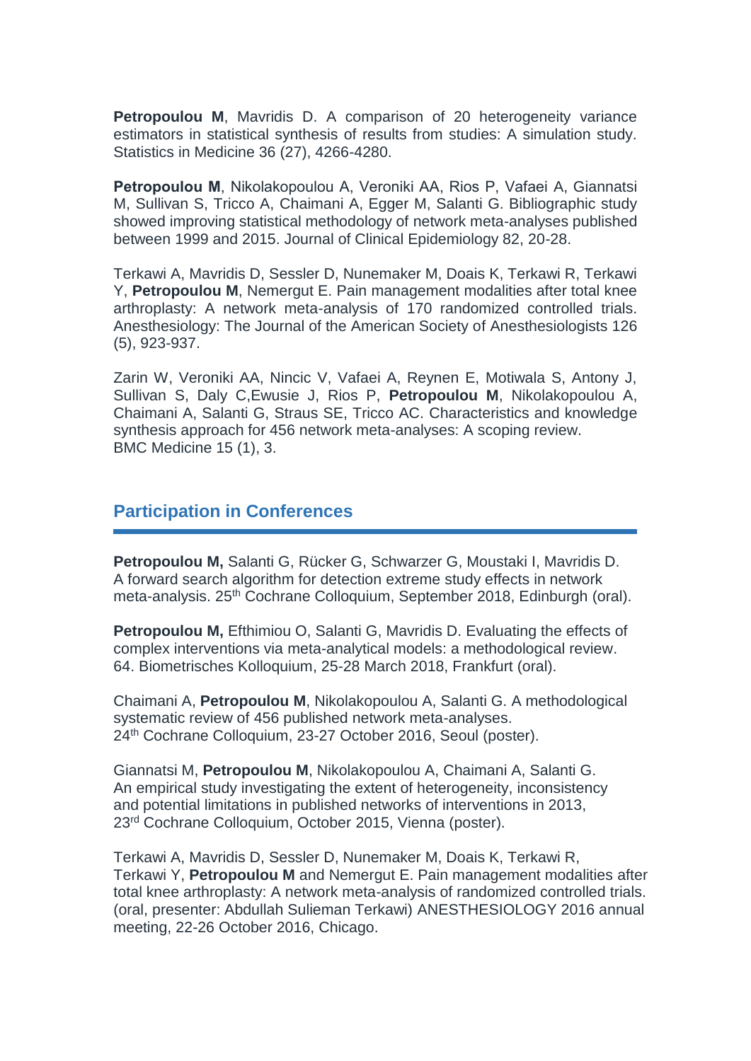**Petropoulou M**, Mavridis D. A comparison of 20 heterogeneity variance estimators in statistical synthesis of results from studies: A simulation study. Statistics in Medicine 36 (27), 4266-4280.

**Petropoulou M**, Nikolakopoulou A, Veroniki AA, Rios P, Vafaei A, Giannatsi M, Sullivan S, Tricco A, Chaimani A, Egger M, Salanti G. Bibliographic study showed improving statistical methodology of network meta-analyses published between 1999 and 2015. Journal of Clinical Epidemiology 82, 20-28.

Terkawi A, Mavridis D, Sessler D, Nunemaker M, Doais K, Terkawi R, Terkawi Y, **Petropoulou M**, Nemergut E. Pain management modalities after total knee arthroplasty: A network meta-analysis of 170 randomized controlled trials. Anesthesiology: The Journal of the American Society of Anesthesiologists 126 (5), 923-937.

Zarin W, Veroniki AA, Nincic V, Vafaei A, Reynen E, Motiwala S, Antony J, Sullivan S, Daly C,Ewusie J, Rios P, **Petropoulou M**, Nikolakopoulou A, Chaimani A, Salanti G, Straus SE, Tricco AC. Characteristics and knowledge synthesis approach for 456 network meta-analyses: A scoping review. BMC Medicine 15 (1), 3.

## Participation in Conferences

**Petropoulou M,** Salanti G, Rücker G, Schwarzer G, Moustaki I, Mavridis D. A forward search algorithm for detection extreme study effects in network meta-analysis. 25th Cochrane Colloquium, September 2018, Edinburgh (oral).

**Petropoulou M,** Efthimiou O, Salanti G, Mavridis D. Evaluating the effects of complex interventions via meta-analytical models: a methodological review. 64. Biometrisches Kolloquium, 25-28 March 2018, Frankfurt (oral).

Chaimani A, **Petropoulou M**, Nikolakopoulou A, Salanti G. A methodological systematic review of 456 published network meta-analyses. 24th Cochrane Colloquium, 23-27 October 2016, Seoul (poster).

Giannatsi M, **Petropoulou M**, Nikolakopoulou A, Chaimani A, Salanti G. An empirical study investigating the extent of heterogeneity, inconsistency and potential limitations in published networks of interventions in 2013, 23rd Cochrane Colloquium, October 2015, Vienna (poster).

Terkawi A, Mavridis D, Sessler D, Nunemaker M, Doais K, Terkawi R, Terkawi Y, **Petropoulou M** and Nemergut E. Pain management modalities after total knee arthroplasty: A network meta-analysis of randomized controlled trials. (oral, presenter: Abdullah Sulieman Terkawi) ANESTHESIOLOGY 2016 annual meeting, 22-26 October 2016, Chicago.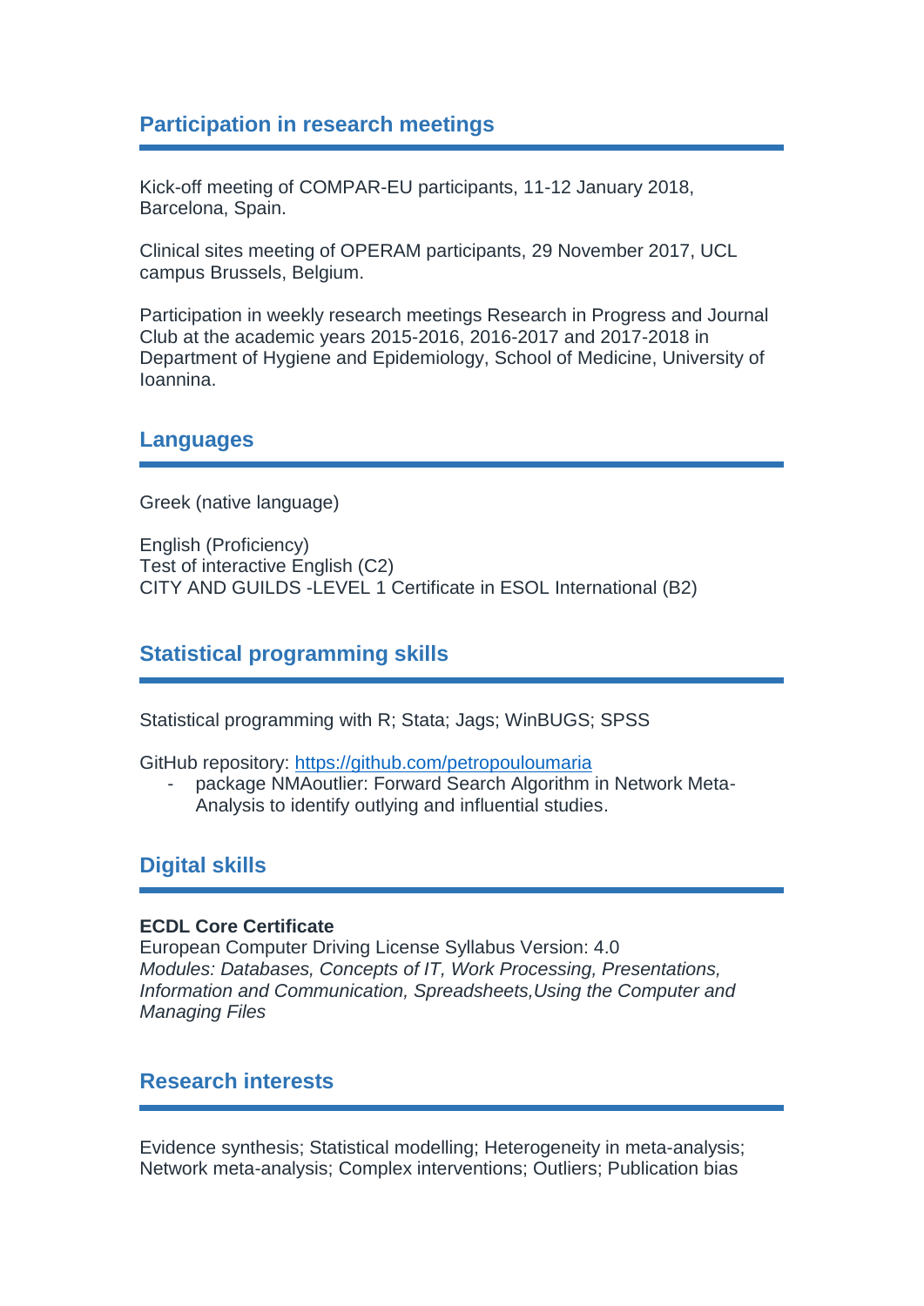## Participation in research meetings

Kick-off meeting of COMPAR-EU participants, 11-12 January 2018, Barcelona, Spain.

Clinical sites meeting of OPERAM participants, 29 November 2017, UCL campus Brussels, Belgium.

Participation in weekly research meetings Research in Progress and Journal Club at the academic years 2015-2016, 2016-2017 and 2017-2018 in Department of Hygiene and Epidemiology, School of Medicine, University of Ioannina.

## Languages

Greek (native language)

English (Proficiency)
Test of interactive English (C2)
CITY AND GUILDS -LEVEL 1 Certificate in ESOL International (B2)

## Statistical programming skills

Statistical programming with R; Stata; Jags; WinBUGS; SPSS

GitHub repository: [https://github.com/petropouloumaria](https://github.com/petropouloumaria)

- package NMAoutlier: Forward Search Algorithm in Network Meta-Analysis to identify outlying and influential studies.

## Digital skills

**ECDL Core Certificate**
European Computer Driving License Syllabus Version: 4.0
*Modules: Databases, Concepts of IT, Work Processing, Presentations, Information and Communication, Spreadsheets,Using the Computer and Managing Files*

## Research interests

Evidence synthesis; Statistical modelling; Heterogeneity in meta-analysis; Network meta-analysis; Complex interventions; Outliers; Publication bias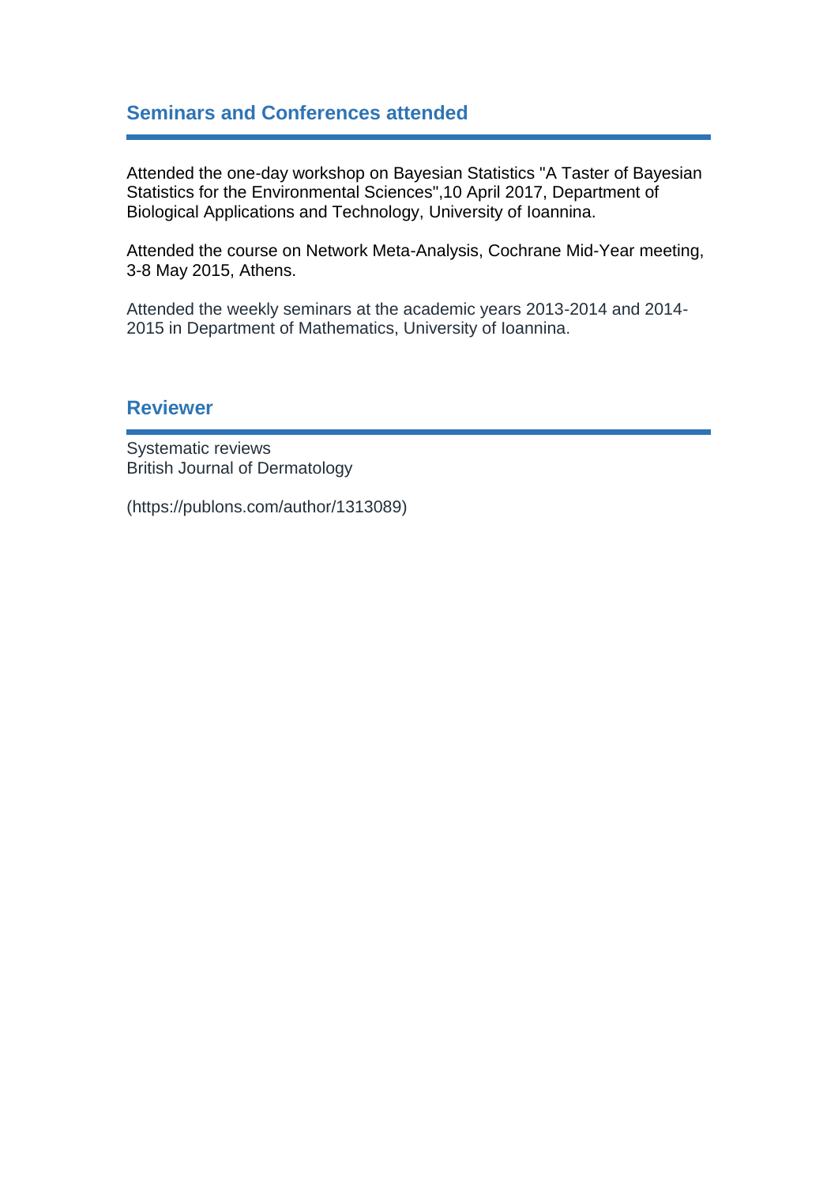## Seminars and Conferences attended

Attended the one-day workshop on Bayesian Statistics "A Taster of Bayesian Statistics for the Environmental Sciences",10 April 2017, Department of Biological Applications and Technology, University of Ioannina.

Attended the course on Network Meta-Analysis, Cochrane Mid-Year meeting, 3-8 May 2015, Athens.

Attended the weekly seminars at the academic years 2013-2014 and 2014-2015 in Department of Mathematics, University of Ioannina.

## Reviewer

Systematic reviews
British Journal of Dermatology

(https://publons.com/author/1313089)